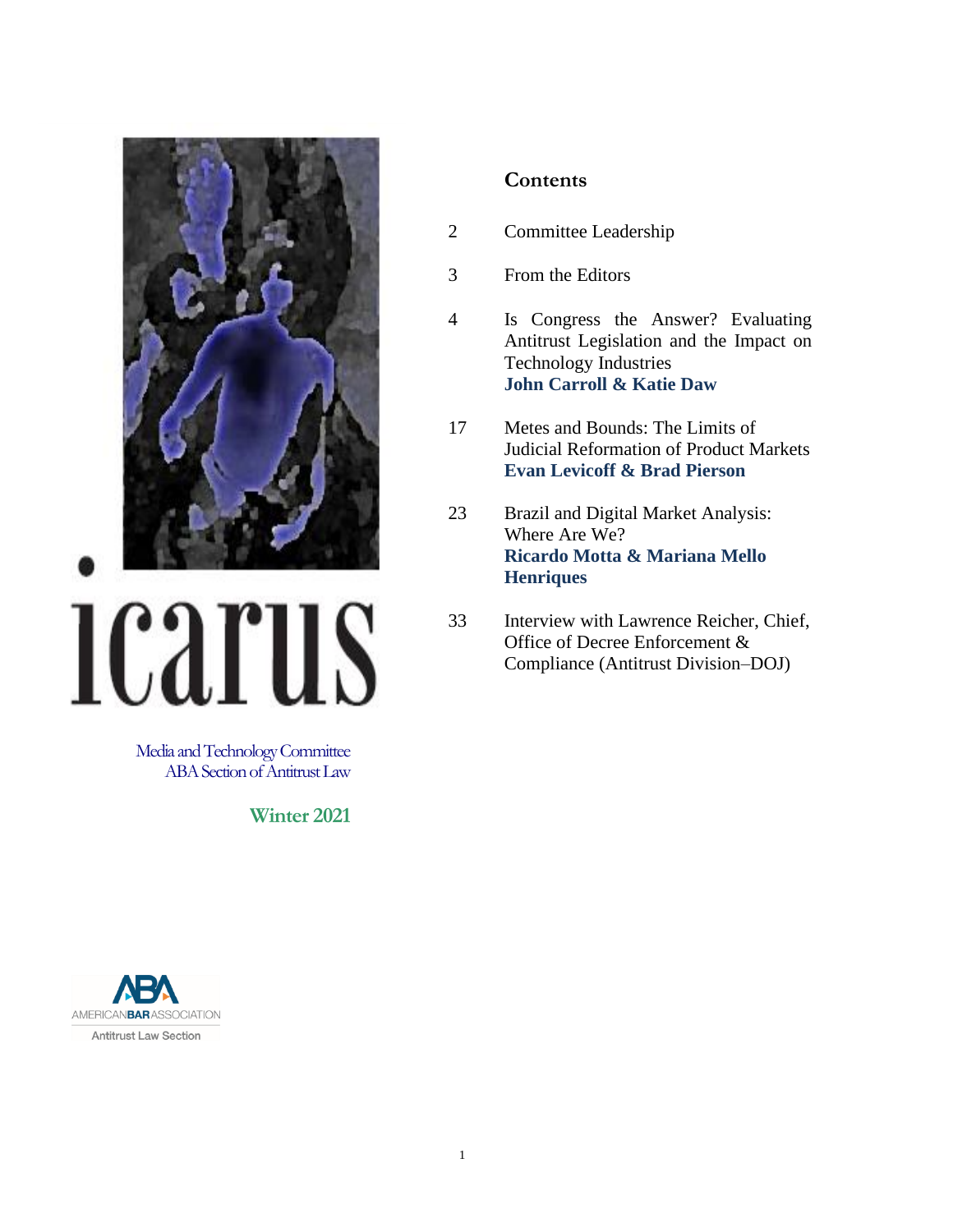# icarus

Media and Technology Committee
ABA Section of Antitrust Law

**Winter 2021**

## Contents

2 Committee Leadership

3 From the Editors

4 Is Congress the Answer? Evaluating Antitrust Legislation and the Impact on Technology Industries
**John Carroll & Katie Daw**

17 Metes and Bounds: The Limits of Judicial Reformation of Product Markets
**Evan Levicoff & Brad Pierson**

23 Brazil and Digital Market Analysis: Where Are We?
**Ricardo Motta & Mariana Mello Henriques**

33 Interview with Lawrence Reicher, Chief, Office of Decree Enforcement & Compliance (Antitrust Division–DOJ)

AMERICAN BAR ASSOCIATION
Antitrust Law Section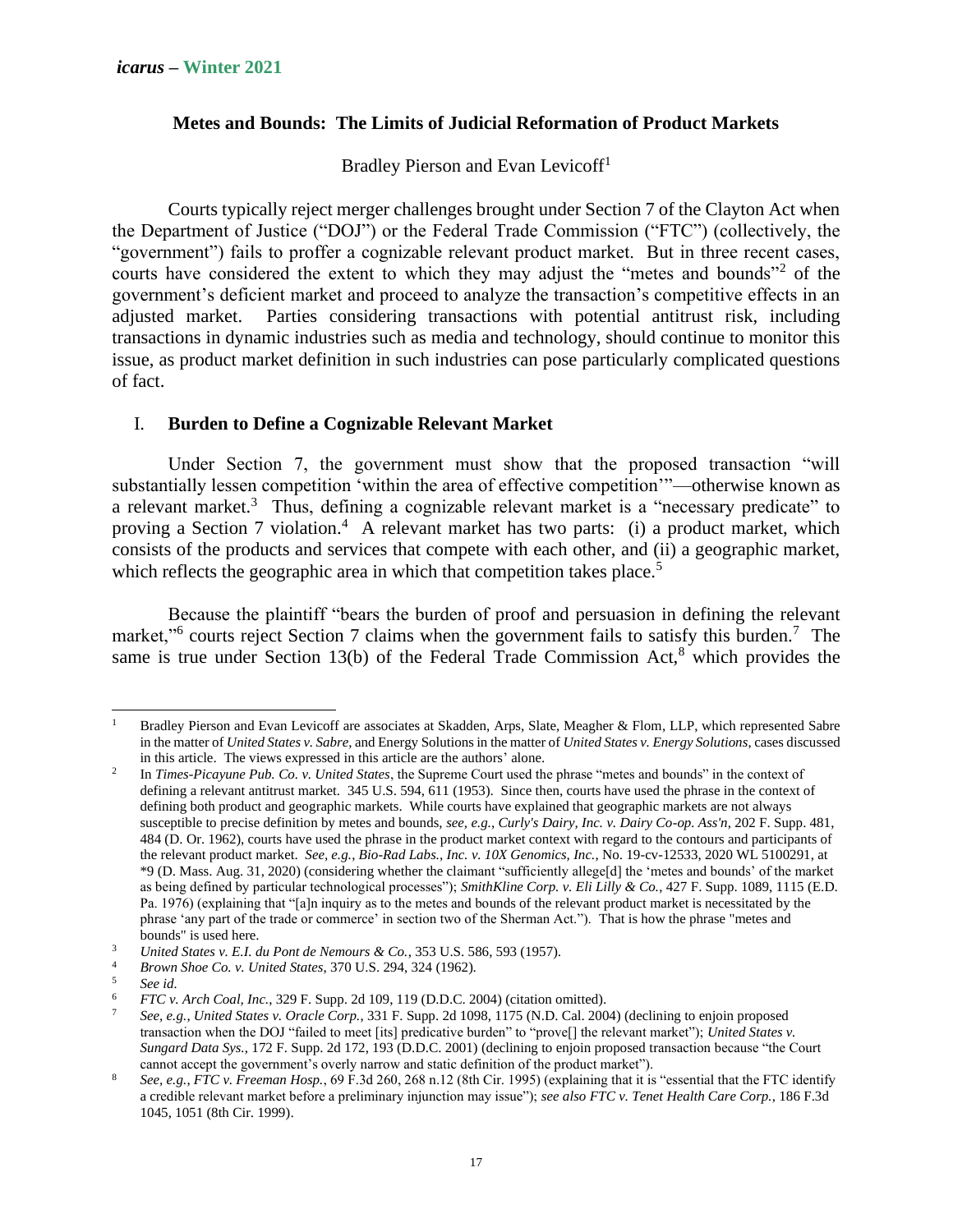## Metes and Bounds: The Limits of Judicial Reformation of Product Markets

Bradley Pierson and Evan Levicoff[1]

Courts typically reject merger challenges brought under Section 7 of the Clayton Act when the Department of Justice ("DOJ") or the Federal Trade Commission ("FTC") (collectively, the "government") fails to proffer a cognizable relevant product market. But in three recent cases, courts have considered the extent to which they may adjust the "metes and bounds"[2] of the government's deficient market and proceed to analyze the transaction's competitive effects in an adjusted market. Parties considering transactions with potential antitrust risk, including transactions in dynamic industries such as media and technology, should continue to monitor this issue, as product market definition in such industries can pose particularly complicated questions of fact.

### I. Burden to Define a Cognizable Relevant Market

Under Section 7, the government must show that the proposed transaction "will substantially lessen competition 'within the area of effective competition'"—otherwise known as a relevant market.[3] Thus, defining a cognizable relevant market is a "necessary predicate" to proving a Section 7 violation.[4] A relevant market has two parts: (i) a product market, which consists of the products and services that compete with each other, and (ii) a geographic market, which reflects the geographic area in which that competition takes place.[5]

Because the plaintiff "bears the burden of proof and persuasion in defining the relevant market,"[6] courts reject Section 7 claims when the government fails to satisfy this burden.[7] The same is true under Section 13(b) of the Federal Trade Commission Act,[8] which provides the

---

[1] Bradley Pierson and Evan Levicoff are associates at Skadden, Arps, Slate, Meagher & Flom, LLP, which represented Sabre in the matter of *United States v. Sabre*, and Energy Solutions in the matter of *United States v. Energy Solutions*, cases discussed in this article. The views expressed in this article are the authors' alone.

[2] In *Times-Picayune Pub. Co. v. United States*, the Supreme Court used the phrase "metes and bounds" in the context of defining a relevant antitrust market. 345 U.S. 594, 611 (1953). Since then, courts have used the phrase in the context of defining both product and geographic markets. While courts have explained that geographic markets are not always susceptible to precise definition by metes and bounds, *see, e.g., Curly's Dairy, Inc. v. Dairy Co-op. Ass'n*, 202 F. Supp. 481, 484 (D. Or. 1962), courts have used the phrase in the product market context with regard to the contours and participants of the relevant product market. *See, e.g., Bio-Rad Labs., Inc. v. 10X Genomics, Inc.*, No. 19-cv-12533, 2020 WL 5100291, at \*9 (D. Mass. Aug. 31, 2020) (considering whether the claimant "sufficiently allege[d] the 'metes and bounds' of the market as being defined by particular technological processes"); *SmithKline Corp. v. Eli Lilly & Co.*, 427 F. Supp. 1089, 1115 (E.D. Pa. 1976) (explaining that "[a]n inquiry as to the metes and bounds of the relevant product market is necessitated by the phrase 'any part of the trade or commerce' in section two of the Sherman Act."). That is how the phrase "metes and bounds" is used here.

[3] *United States v. E.I. du Pont de Nemours & Co.*, 353 U.S. 586, 593 (1957).

[4] *Brown Shoe Co. v. United States*, 370 U.S. 294, 324 (1962).

[5] *See id.*

[6] *FTC v. Arch Coal, Inc.*, 329 F. Supp. 2d 109, 119 (D.D.C. 2004) (citation omitted).

[7] *See, e.g., United States v. Oracle Corp.*, 331 F. Supp. 2d 1098, 1175 (N.D. Cal. 2004) (declining to enjoin proposed transaction when the DOJ "failed to meet [its] predicative burden" to "prove[] the relevant market"); *United States v. Sungard Data Sys.*, 172 F. Supp. 2d 172, 193 (D.D.C. 2001) (declining to enjoin proposed transaction because "the Court cannot accept the government's overly narrow and static definition of the product market").

[8] *See, e.g., FTC v. Freeman Hosp.*, 69 F.3d 260, 268 n.12 (8th Cir. 1995) (explaining that it is "essential that the FTC identify a credible relevant market before a preliminary injunction may issue"); *see also FTC v. Tenet Health Care Corp.*, 186 F.3d 1045, 1051 (8th Cir. 1999).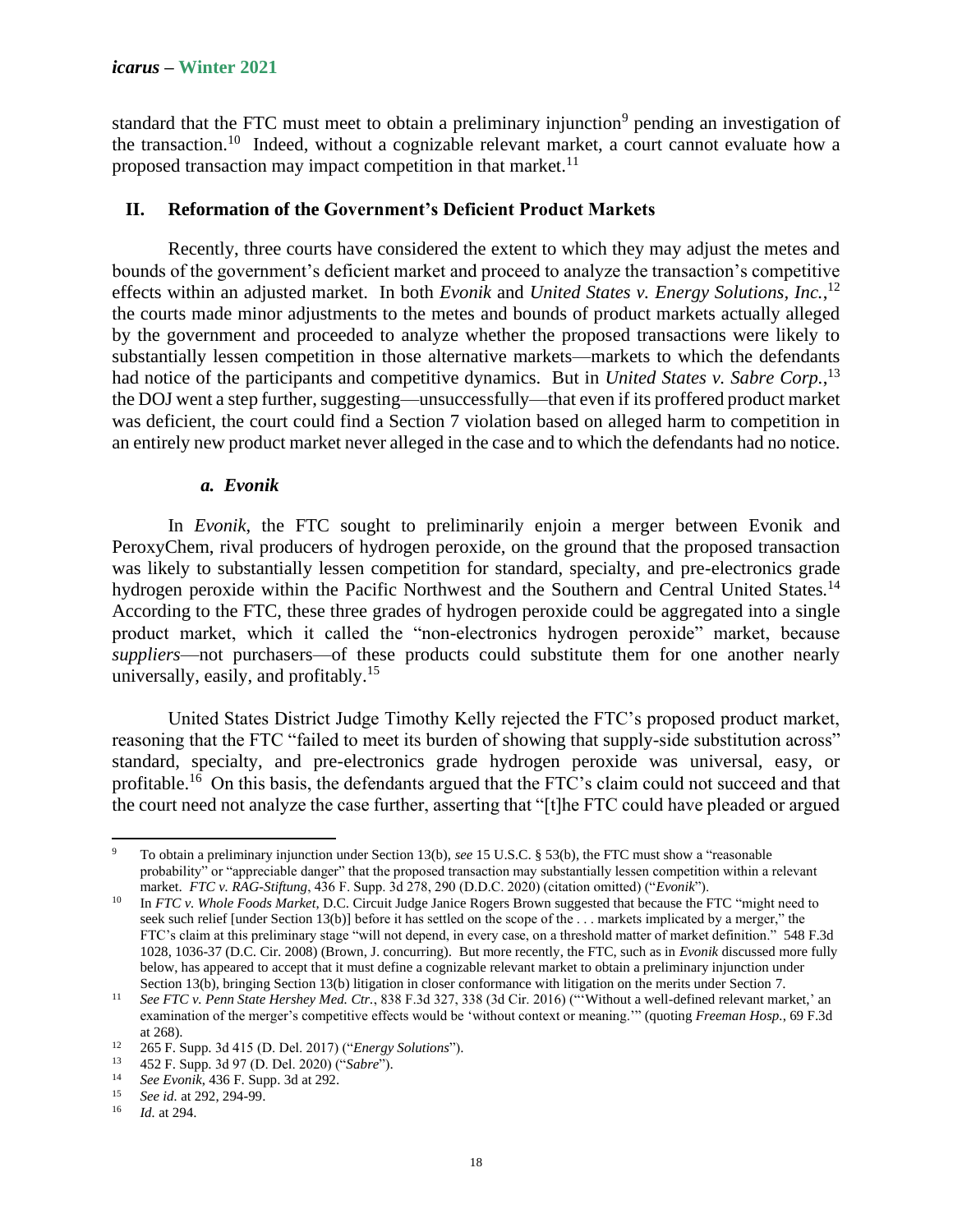standard that the FTC must meet to obtain a preliminary injunction[9] pending an investigation of the transaction.[10] Indeed, without a cognizable relevant market, a court cannot evaluate how a proposed transaction may impact competition in that market.[11]

## II. Reformation of the Government's Deficient Product Markets

Recently, three courts have considered the extent to which they may adjust the metes and bounds of the government's deficient market and proceed to analyze the transaction's competitive effects within an adjusted market. In both *Evonik* and *United States v. Energy Solutions, Inc.*,[12] the courts made minor adjustments to the metes and bounds of product markets actually alleged by the government and proceeded to analyze whether the proposed transactions were likely to substantially lessen competition in those alternative markets—markets to which the defendants had notice of the participants and competitive dynamics. But in *United States v. Sabre Corp.*,[13] the DOJ went a step further, suggesting—unsuccessfully—that even if its proffered product market was deficient, the court could find a Section 7 violation based on alleged harm to competition in an entirely new product market never alleged in the case and to which the defendants had no notice.

### *a. Evonik*

In *Evonik*, the FTC sought to preliminarily enjoin a merger between Evonik and PeroxyChem, rival producers of hydrogen peroxide, on the ground that the proposed transaction was likely to substantially lessen competition for standard, specialty, and pre-electronics grade hydrogen peroxide within the Pacific Northwest and the Southern and Central United States.[14] According to the FTC, these three grades of hydrogen peroxide could be aggregated into a single product market, which it called the "non-electronics hydrogen peroxide" market, because *suppliers*—not purchasers—of these products could substitute them for one another nearly universally, easily, and profitably.[15]

United States District Judge Timothy Kelly rejected the FTC's proposed product market, reasoning that the FTC "failed to meet its burden of showing that supply-side substitution across" standard, specialty, and pre-electronics grade hydrogen peroxide was universal, easy, or profitable.[16] On this basis, the defendants argued that the FTC's claim could not succeed and that the court need not analyze the case further, asserting that "[t]he FTC could have pleaded or argued

---

[9] To obtain a preliminary injunction under Section 13(b), *see* 15 U.S.C. § 53(b), the FTC must show a "reasonable probability" or "appreciable danger" that the proposed transaction may substantially lessen competition within a relevant market. *FTC v. RAG-Stiftung*, 436 F. Supp. 3d 278, 290 (D.D.C. 2020) (citation omitted) ("*Evonik*").

[10] In *FTC v. Whole Foods Market,* D.C. Circuit Judge Janice Rogers Brown suggested that because the FTC "might need to seek such relief [under Section 13(b)] before it has settled on the scope of the . . . markets implicated by a merger," the FTC's claim at this preliminary stage "will not depend, in every case, on a threshold matter of market definition." 548 F.3d 1028, 1036-37 (D.C. Cir. 2008) (Brown, J. concurring). But more recently, the FTC, such as in *Evonik* discussed more fully below, has appeared to accept that it must define a cognizable relevant market to obtain a preliminary injunction under Section 13(b), bringing Section 13(b) litigation in closer conformance with litigation on the merits under Section 7.

[11] *See FTC v. Penn State Hershey Med. Ctr.*, 838 F.3d 327, 338 (3d Cir. 2016) ("'Without a well-defined relevant market,' an examination of the merger's competitive effects would be 'without context or meaning.'" (quoting *Freeman Hosp.*, 69 F.3d at 268).

[12] 265 F. Supp. 3d 415 (D. Del. 2017) ("*Energy Solutions*").

[13] 452 F. Supp. 3d 97 (D. Del. 2020) ("*Sabre*").

[14] *See Evonik*, 436 F. Supp. 3d at 292.

[15] *See id.* at 292, 294-99.

[16] *Id.* at 294.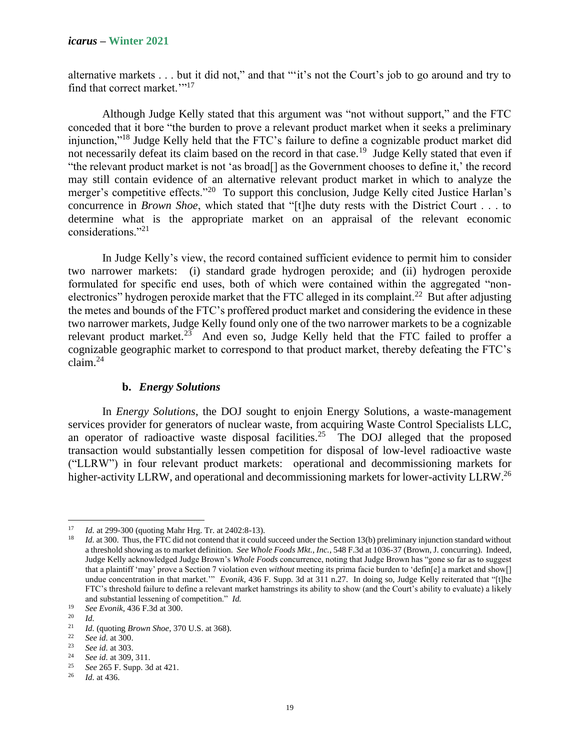alternative markets . . . but it did not," and that "'it's not the Court's job to go around and try to find that correct market.'"[17]

Although Judge Kelly stated that this argument was "not without support," and the FTC conceded that it bore "the burden to prove a relevant product market when it seeks a preliminary injunction,"[18] Judge Kelly held that the FTC's failure to define a cognizable product market did not necessarily defeat its claim based on the record in that case.[19] Judge Kelly stated that even if "the relevant product market is not 'as broad[] as the Government chooses to define it,' the record may still contain evidence of an alternative relevant product market in which to analyze the merger's competitive effects."[20] To support this conclusion, Judge Kelly cited Justice Harlan's concurrence in *Brown Shoe*, which stated that "[t]he duty rests with the District Court . . . to determine what is the appropriate market on an appraisal of the relevant economic considerations."[21]

In Judge Kelly's view, the record contained sufficient evidence to permit him to consider two narrower markets: (i) standard grade hydrogen peroxide; and (ii) hydrogen peroxide formulated for specific end uses, both of which were contained within the aggregated "non-electronics" hydrogen peroxide market that the FTC alleged in its complaint.[22] But after adjusting the metes and bounds of the FTC's proffered product market and considering the evidence in these two narrower markets, Judge Kelly found only one of the two narrower markets to be a cognizable relevant product market.[23] And even so, Judge Kelly held that the FTC failed to proffer a cognizable geographic market to correspond to that product market, thereby defeating the FTC's claim.[24]

### b. *Energy Solutions*

In *Energy Solutions*, the DOJ sought to enjoin Energy Solutions, a waste-management services provider for generators of nuclear waste, from acquiring Waste Control Specialists LLC, an operator of radioactive waste disposal facilities.[25] The DOJ alleged that the proposed transaction would substantially lessen competition for disposal of low-level radioactive waste ("LLRW") in four relevant product markets: operational and decommissioning markets for higher-activity LLRW, and operational and decommissioning markets for lower-activity LLRW.[26]

---

[17] *Id.* at 299-300 (quoting Mahr Hrg. Tr. at 2402:8-13).

[18] *Id.* at 300. Thus, the FTC did not contend that it could succeed under the Section 13(b) preliminary injunction standard without a threshold showing as to market definition. *See Whole Foods Mkt., Inc.*, 548 F.3d at 1036-37 (Brown, J. concurring). Indeed, Judge Kelly acknowledged Judge Brown's *Whole Foods* concurrence, noting that Judge Brown has "gone so far as to suggest that a plaintiff 'may' prove a Section 7 violation even *without* meeting its prima facie burden to 'defin[e] a market and show[] undue concentration in that market.'" *Evonik*, 436 F. Supp. 3d at 311 n.27. In doing so, Judge Kelly reiterated that "[t]he FTC's threshold failure to define a relevant market hamstrings its ability to show (and the Court's ability to evaluate) a likely and substantial lessening of competition." *Id.*

[19] *See Evonik*, 436 F.3d at 300.

[20] *Id.*

[21] *Id.* (quoting *Brown Shoe*, 370 U.S. at 368).

[22] *See id.* at 300.

[23] *See id.* at 303.

[24] *See id.* at 309, 311.

[25] *See* 265 F. Supp. 3d at 421.

[26] *Id.* at 436.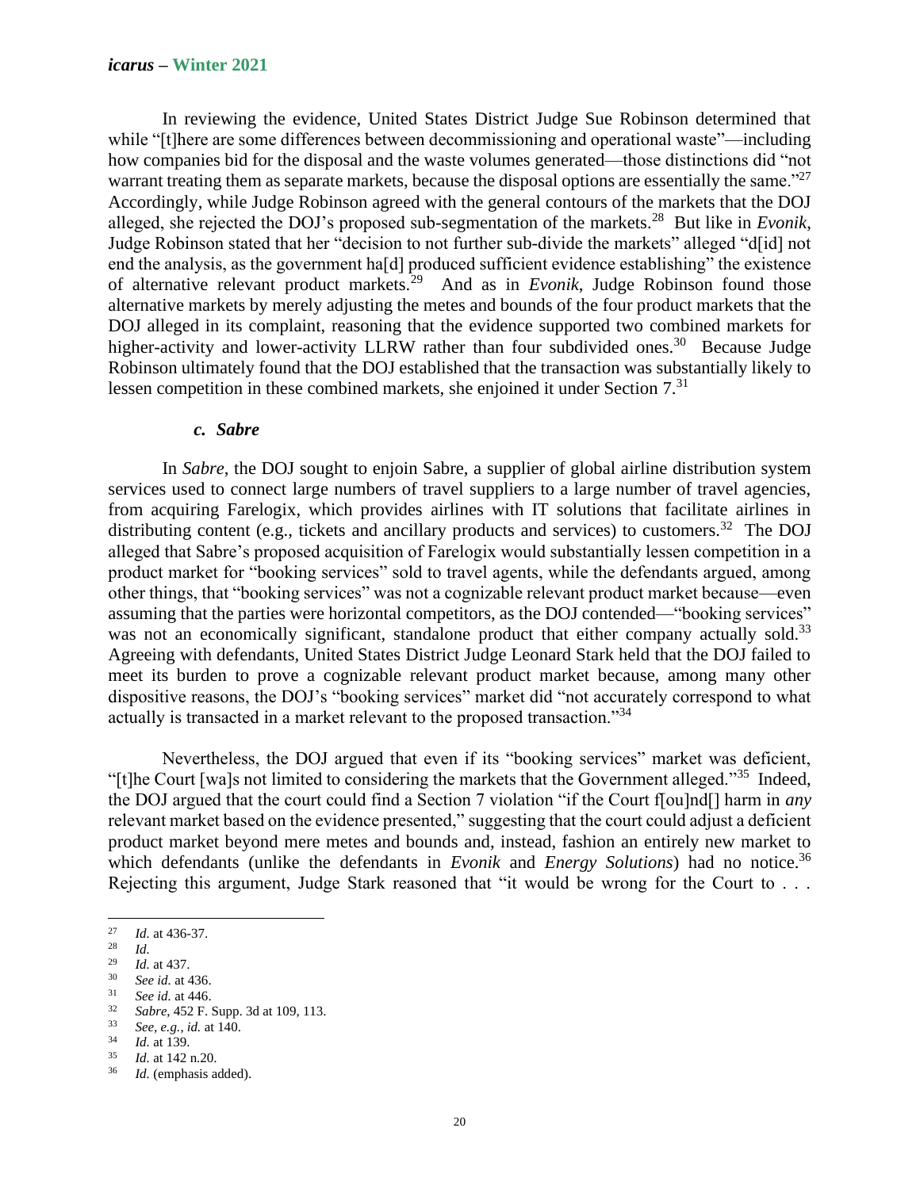In reviewing the evidence, United States District Judge Sue Robinson determined that while "[t]here are some differences between decommissioning and operational waste"—including how companies bid for the disposal and the waste volumes generated—those distinctions did "not warrant treating them as separate markets, because the disposal options are essentially the same."[27] Accordingly, while Judge Robinson agreed with the general contours of the markets that the DOJ alleged, she rejected the DOJ's proposed sub-segmentation of the markets.[28] But like in *Evonik*, Judge Robinson stated that her "decision to not further sub-divide the markets" alleged "d[id] not end the analysis, as the government ha[d] produced sufficient evidence establishing" the existence of alternative relevant product markets.[29] And as in *Evonik*, Judge Robinson found those alternative markets by merely adjusting the metes and bounds of the four product markets that the DOJ alleged in its complaint, reasoning that the evidence supported two combined markets for higher-activity and lower-activity LLRW rather than four subdivided ones.[30] Because Judge Robinson ultimately found that the DOJ established that the transaction was substantially likely to lessen competition in these combined markets, she enjoined it under Section 7.[31]

#### *c. Sabre*

In *Sabre*, the DOJ sought to enjoin Sabre, a supplier of global airline distribution system services used to connect large numbers of travel suppliers to a large number of travel agencies, from acquiring Farelogix, which provides airlines with IT solutions that facilitate airlines in distributing content (e.g., tickets and ancillary products and services) to customers.[32] The DOJ alleged that Sabre's proposed acquisition of Farelogix would substantially lessen competition in a product market for "booking services" sold to travel agents, while the defendants argued, among other things, that "booking services" was not a cognizable relevant product market because—even assuming that the parties were horizontal competitors, as the DOJ contended—"booking services" was not an economically significant, standalone product that either company actually sold.[33] Agreeing with defendants, United States District Judge Leonard Stark held that the DOJ failed to meet its burden to prove a cognizable relevant product market because, among many other dispositive reasons, the DOJ's "booking services" market did "not accurately correspond to what actually is transacted in a market relevant to the proposed transaction."[34]

Nevertheless, the DOJ argued that even if its "booking services" market was deficient, "[t]he Court [wa]s not limited to considering the markets that the Government alleged."[35] Indeed, the DOJ argued that the court could find a Section 7 violation "if the Court f[ou]nd[] harm in *any* relevant market based on the evidence presented," suggesting that the court could adjust a deficient product market beyond mere metes and bounds and, instead, fashion an entirely new market to which defendants (unlike the defendants in *Evonik* and *Energy Solutions*) had no notice.[36] Rejecting this argument, Judge Stark reasoned that "it would be wrong for the Court to . . .

---

[27] *Id.* at 436-37.

[28] *Id.*

[29] *Id.* at 437.

[30] *See id.* at 436.

[31] *See id.* at 446.

[32] *Sabre*, 452 F. Supp. 3d at 109, 113.

[33] *See, e.g.*, *id.* at 140.

[34] *Id.* at 139.

[35] *Id.* at 142 n.20.

[36] *Id.* (emphasis added).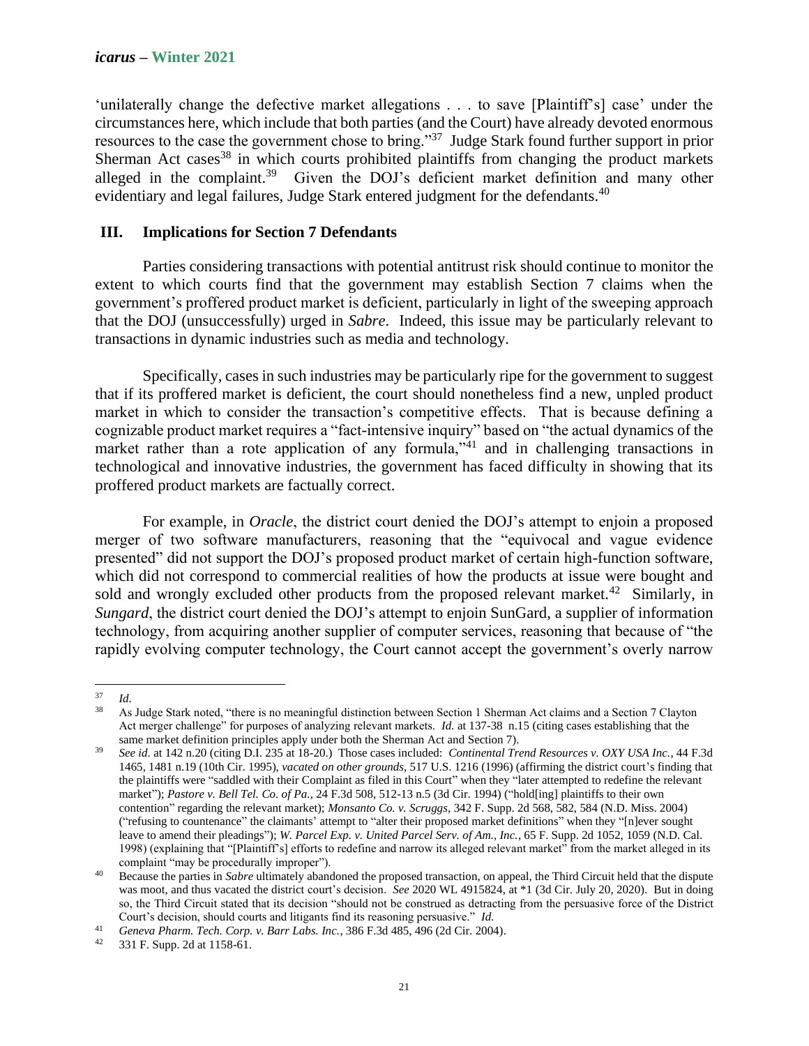'unilaterally change the defective market allegations . . . to save [Plaintiff's] case' under the circumstances here, which include that both parties (and the Court) have already devoted enormous resources to the case the government chose to bring."[37] Judge Stark found further support in prior Sherman Act cases[38] in which courts prohibited plaintiffs from changing the product markets alleged in the complaint.[39] Given the DOJ's deficient market definition and many other evidentiary and legal failures, Judge Stark entered judgment for the defendants.[40]

## III. Implications for Section 7 Defendants

Parties considering transactions with potential antitrust risk should continue to monitor the extent to which courts find that the government may establish Section 7 claims when the government's proffered product market is deficient, particularly in light of the sweeping approach that the DOJ (unsuccessfully) urged in *Sabre*. Indeed, this issue may be particularly relevant to transactions in dynamic industries such as media and technology.

Specifically, cases in such industries may be particularly ripe for the government to suggest that if its proffered market is deficient, the court should nonetheless find a new, unpled product market in which to consider the transaction's competitive effects. That is because defining a cognizable product market requires a "fact-intensive inquiry" based on "the actual dynamics of the market rather than a rote application of any formula,"[41] and in challenging transactions in technological and innovative industries, the government has faced difficulty in showing that its proffered product markets are factually correct.

For example, in *Oracle*, the district court denied the DOJ's attempt to enjoin a proposed merger of two software manufacturers, reasoning that the "equivocal and vague evidence presented" did not support the DOJ's proposed product market of certain high-function software, which did not correspond to commercial realities of how the products at issue were bought and sold and wrongly excluded other products from the proposed relevant market.[42] Similarly, in *Sungard*, the district court denied the DOJ's attempt to enjoin SunGard, a supplier of information technology, from acquiring another supplier of computer services, reasoning that because of "the rapidly evolving computer technology, the Court cannot accept the government's overly narrow

---

[37] *Id.*

[38] As Judge Stark noted, "there is no meaningful distinction between Section 1 Sherman Act claims and a Section 7 Clayton Act merger challenge" for purposes of analyzing relevant markets. *Id.* at 137-38 n.15 (citing cases establishing that the same market definition principles apply under both the Sherman Act and Section 7).

[39] *See id.* at 142 n.20 (citing D.I. 235 at 18-20.) Those cases included: *Continental Trend Resources v. OXY USA Inc.*, 44 F.3d 1465, 1481 n.19 (10th Cir. 1995), *vacated on other grounds*, 517 U.S. 1216 (1996) (affirming the district court's finding that the plaintiffs were "saddled with their Complaint as filed in this Court" when they "later attempted to redefine the relevant market"); *Pastore v. Bell Tel. Co. of Pa.*, 24 F.3d 508, 512-13 n.5 (3d Cir. 1994) ("hold[ing] plaintiffs to their own contention" regarding the relevant market); *Monsanto Co. v. Scruggs*, 342 F. Supp. 2d 568, 582, 584 (N.D. Miss. 2004) ("refusing to countenance" the claimants' attempt to "alter their proposed market definitions" when they "[n]ever sought leave to amend their pleadings"); *W. Parcel Exp. v. United Parcel Serv. of Am., Inc.*, 65 F. Supp. 2d 1052, 1059 (N.D. Cal. 1998) (explaining that "[Plaintiff's] efforts to redefine and narrow its alleged relevant market" from the market alleged in its complaint "may be procedurally improper").

[40] Because the parties in *Sabre* ultimately abandoned the proposed transaction, on appeal, the Third Circuit held that the dispute was moot, and thus vacated the district court's decision. *See* 2020 WL 4915824, at *1 (3d Cir. July 20, 2020). But in doing so, the Third Circuit stated that its decision "should not be construed as detracting from the persuasive force of the District Court's decision, should courts and litigants find its reasoning persuasive." *Id.*

[41] *Geneva Pharm. Tech. Corp. v. Barr Labs. Inc.*, 386 F.3d 485, 496 (2d Cir. 2004).

[42] 331 F. Supp. 2d at 1158-61.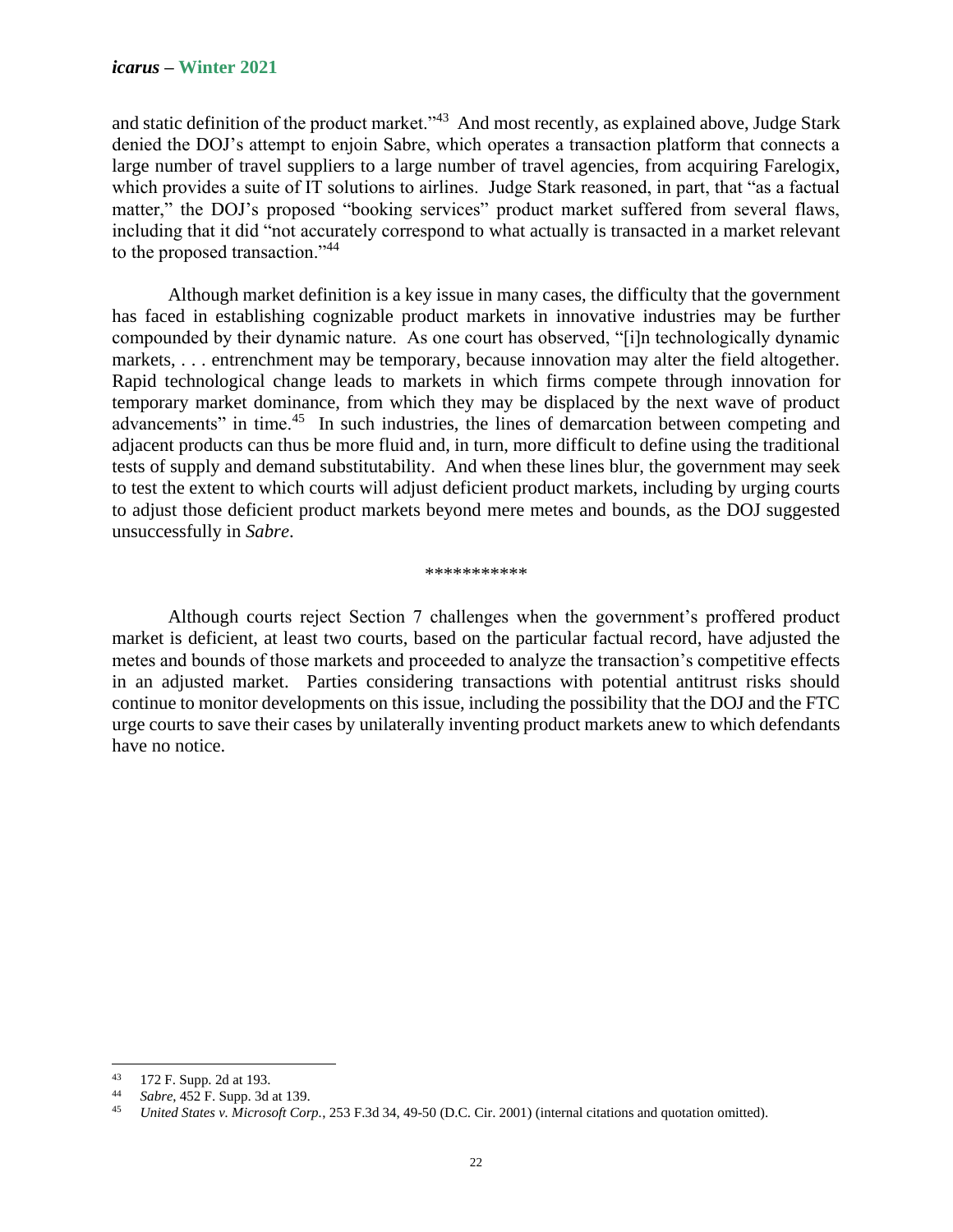and static definition of the product market."[43] And most recently, as explained above, Judge Stark denied the DOJ's attempt to enjoin Sabre, which operates a transaction platform that connects a large number of travel suppliers to a large number of travel agencies, from acquiring Farelogix, which provides a suite of IT solutions to airlines. Judge Stark reasoned, in part, that "as a factual matter," the DOJ's proposed "booking services" product market suffered from several flaws, including that it did "not accurately correspond to what actually is transacted in a market relevant to the proposed transaction."[44]

Although market definition is a key issue in many cases, the difficulty that the government has faced in establishing cognizable product markets in innovative industries may be further compounded by their dynamic nature. As one court has observed, "[i]n technologically dynamic markets, . . . entrenchment may be temporary, because innovation may alter the field altogether. Rapid technological change leads to markets in which firms compete through innovation for temporary market dominance, from which they may be displaced by the next wave of product advancements" in time.[45] In such industries, the lines of demarcation between competing and adjacent products can thus be more fluid and, in turn, more difficult to define using the traditional tests of supply and demand substitutability. And when these lines blur, the government may seek to test the extent to which courts will adjust deficient product markets, including by urging courts to adjust those deficient product markets beyond mere metes and bounds, as the DOJ suggested unsuccessfully in *Sabre*.

***********

Although courts reject Section 7 challenges when the government's proffered product market is deficient, at least two courts, based on the particular factual record, have adjusted the metes and bounds of those markets and proceeded to analyze the transaction's competitive effects in an adjusted market. Parties considering transactions with potential antitrust risks should continue to monitor developments on this issue, including the possibility that the DOJ and the FTC urge courts to save their cases by unilaterally inventing product markets anew to which defendants have no notice.

---

[43] 172 F. Supp. 2d at 193.

[44] *Sabre*, 452 F. Supp. 3d at 139.

[45] *United States v. Microsoft Corp.*, 253 F.3d 34, 49-50 (D.C. Cir. 2001) (internal citations and quotation omitted).